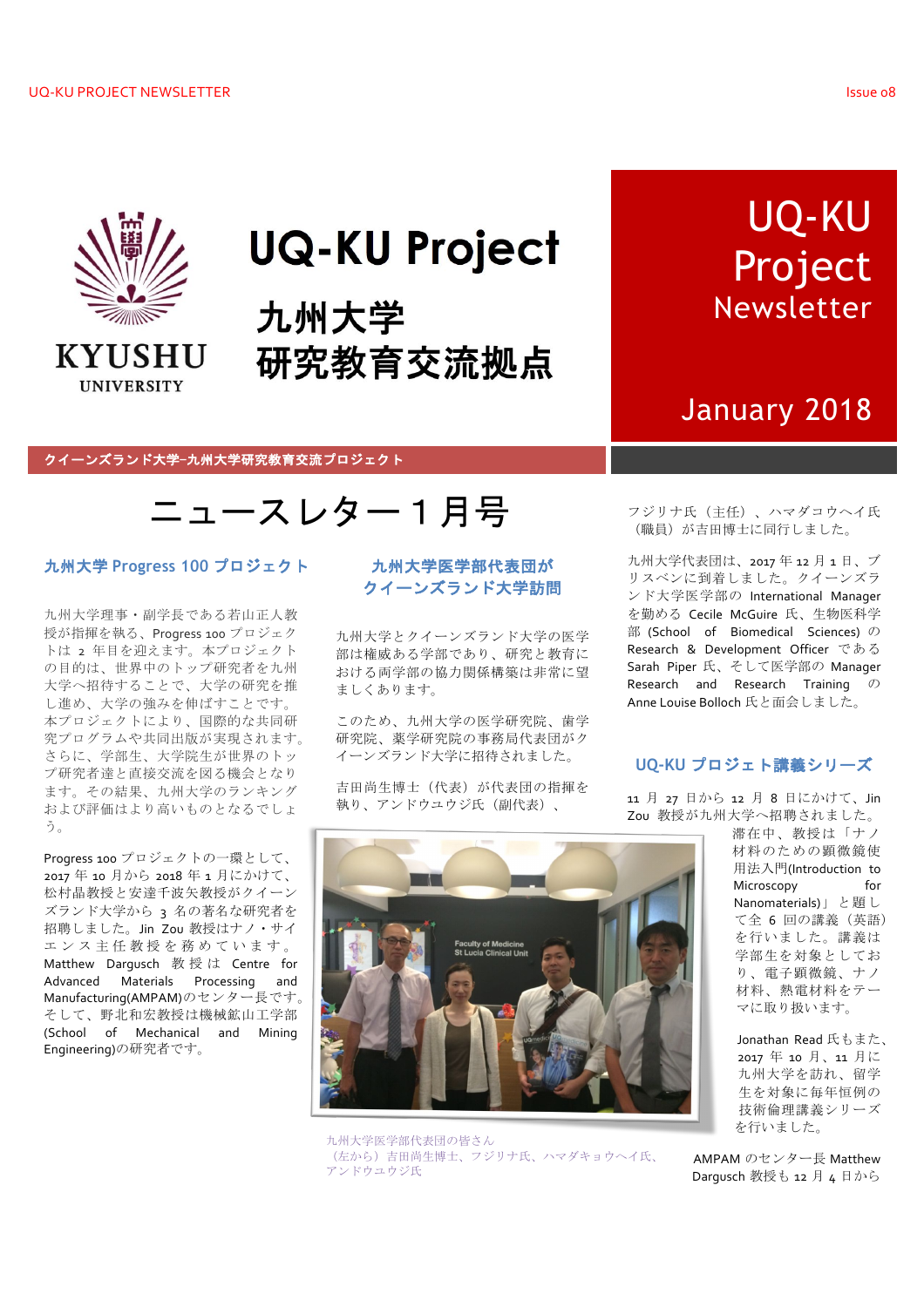# UQ-KU Project

## 九州大学 研究教育交流拠点

# UQ-KU Project Newsletter

January 2018

**クイーンズランド大学–九州大学研究教育交流プロジェクト**

# ニュースレター１月号

### 九州大学 Progress 100 プロジェクト

九州大学理事・副学長である若山正人教授が指揮を執る、Progress 100 プロジェクトとは 2 年目を迎えます。本プロジェクトの目的は、世界中のトップ研究者を九州大学へ招待することで、大学の研究を推し進め、大学の強みを伸ばすことです。本プロジェクトにより、国際的な共同研究プログラムや共同出版が実現されます。さらに、学部生、大学院生が世界のトップ研究者達と直接交流を図る機会となります。その結果、九州大学のランキングおよび評価はより高いものとなるでしょう。

Progress 100 プロジェクトの一環として、2017 年 10 月から 2018 年 1 月にかけて、松村晶教授と安達千波矢教授がクイーンズランド大学から 3 名の著名な研究者を招聘しました。Jin Zou 教授はナノ・サイエンス主任教授を務めています。Matthew Dargusch 教授は Centre for Advanced Materials Processing and Manufacturing(AMPAM)のセンター長です。そして、野北和宏教授は機械鉱山工学部(School of Mechanical and Mining Engineering)の研究者です。

### 九州大学医学部代表団がクイーンズランド大学訪問

九州大学とクイーンズランド大学の医学部は権威ある学部であり、研究と教育における両学部の協力関係構築は非常に望ましくあります。

このため、九州大学の医学研究院、歯学研究院、薬学研究院の事務局代表団がクイーンズランド大学に招待されました。

吉田尚生博士（代表）が代表団の指揮を執り、アンドウエウジ氏（副代表）、フジリナ氏（主任）、ハマダコウヘイ氏（職員）が吉田博士に同行しました。

九州大学医学部代表団の皆さん
（左から）吉田尚生博士、フジリナ氏、ハマダキョウヘイ氏、アンドウエウジ氏

九州大学代表団は、2017 年 12 月 1 日、ブリスベンに到着しました。クイーンズランド大学医学部の International Manager を勤める Cecile McGuire 氏、生物医科学部 (School of Biomedical Sciences) の Research & Development Officer である Sarah Piper 氏、そして医学部の Manager Research and Research Training の Anne Louise Bolloch 氏と面会しました。

### UQ-KU プロジェクト講義シリーズ

11 月 27 日から 12 月 8 日にかけて、Jin Zou 教授が九州大学へ招聘されました。滞在中、教授は「ナノ材料のための顕微鏡使用法入門(Introduction to Microscopy for Nanomaterials)」と題して全 6 回の講義（英語）を行いました。講義は学部生を対象としており、電子顕微鏡、ナノ材料、熱電材料をテーマに取り扱いました。

Jonathan Read 氏もまた、2017 年 10 月、11 月に九州大学を訪れ、留学生を対象に毎年恒例の技術倫理講義シリーズを行いました。

AMPAM のセンター長 Matthew Dargusch 教授も 12 月 4 日から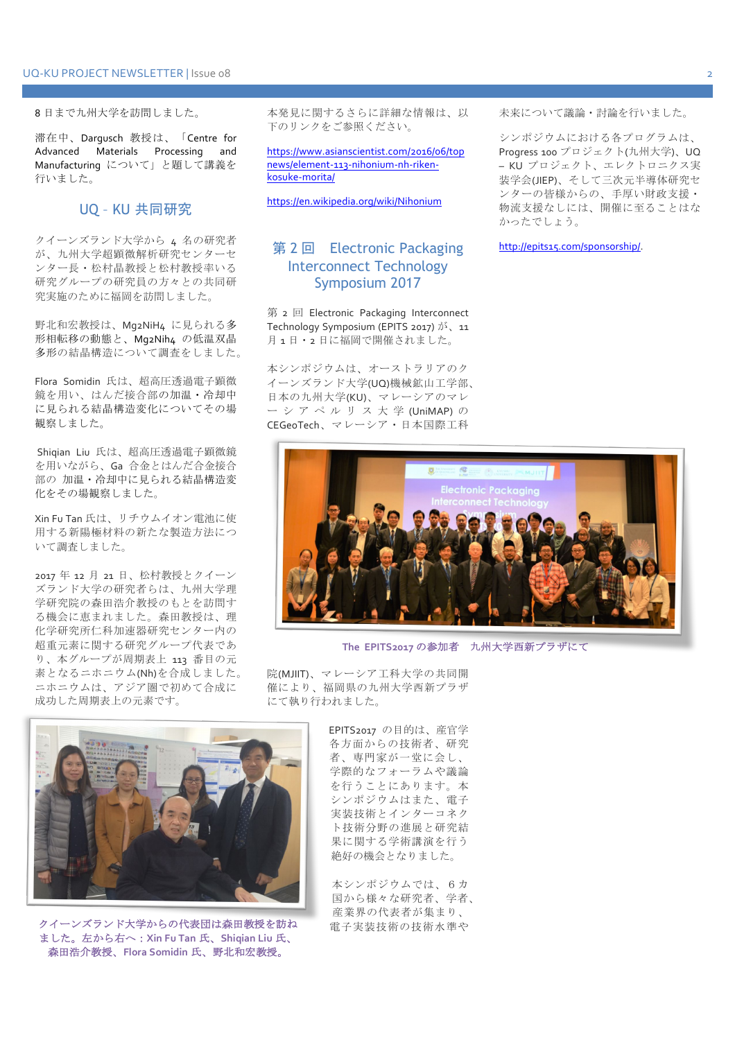8 日まで九州大学を訪問しました。

滞在中、Dargusch 教授は、「Centre for Advanced Materials Processing and Manufacturing について」と題して講義を行いました。

## UQ－KU 共同研究

クイーンズランド大学から 4 名の研究者が、九州大学超顕微解析研究センターセンター長・松村晶教授と松村教授率いる研究グループの研究員の方々との共同研究実施のために福岡を訪問しました。

野北和宏教授は、$Mg_2NiH_4$ に見られる多形相転移の動態と、$Mg_2NiH_4$ の低温双晶多形の結晶構造について調査をしました。

Flora Somidin 氏は、超高圧透過電子顕微鏡を用い、はんだ接合部の加温・冷却中に見られる結晶構造変化についてその場観察しました。

Shiqian Liu 氏は、超高圧透過電子顕微鏡を用いながら、Ga 合金とはんだ合金接合部の 加温・冷却中に見られる結晶構造変化をその場観察しました。

Xin Fu Tan 氏は、リチウムイオン電池に使用する新陽極材料の新たな製造方法について調査しました。

2017 年 12 月 21 日、松村教授とクイーンズランド大学の研究者らは、九州大学理学研究院の森田浩介教授のもとを訪問する機会に恵まれました。森田教授は、理化学研究所仁科加速器研究センター内の超重元素に関する研究グループ代表であり、本グループが周期表上 113 番目の元素となるニホニウム(Nh)を合成しました。ニホニウムは、アジア圏で初めて合成に成功した周期表上の元素です。

クイーンズランド大学からの代表団は森田教授を訪ねました。左から右へ：Xin Fu Tan 氏、Shiqian Liu 氏、森田浩介教授、Flora Somidin 氏、野北和宏教授。

本発見に関するさらに詳細な情報は、以下のリンクをご参照ください。

https://www.asianscientist.com/2016/06/topnews/element-113-nihonium-nh-riken-kosuke-morita/

https://en.wikipedia.org/wiki/Nihonium

## 第 2 回 Electronic Packaging Interconnect Technology Symposium 2017

第 2 回 Electronic Packaging Interconnect Technology Symposium (EPITS 2017) が、11 月 1 日・2 日に福岡で開催されました。

本シンポジウムは、オーストラリアのクイーンズランド大学(UQ)機械鉱山工学部、日本の九州大学(KU)、マレーシアのマレーシアペルリス大学 (UniMAP) の CEGeoTech、マレーシア・日本国際工科院(MJIIT)、マレーシア工科大学の共同開催により、福岡県の九州大学西新プラザにて執り行われました。

The EPITS2017 の参加者　九州大学西新プラザにて

EPITS2017 の目的は、産官学各方面からの技術者、研究者、専門家が一堂に会し、学際的なフォーラムや議論を行うことにあります。本シンポジウムはまた、電子実装技術とインターコネクト技術分野の進展と研究結果に関する学術講演を行う絶好の機会となりました。

本シンポジウムでは、6 カ国から様々な研究者、学者、産業界の代表者が集まり、電子実装技術の技術水準や未来について議論・討論を行いました。

シンポジウムにおける各プログラムは、Progress 100 プロジェクト(九州大学)、UQ – KU プロジェクト、エレクトロニクス実装学会(JIEP)、そして三次元半導体研究センターの皆様からの、手厚い財政支援・物流支援なしには、開催に至ることはなかったでしょう。

http://epits15.com/sponsorship/.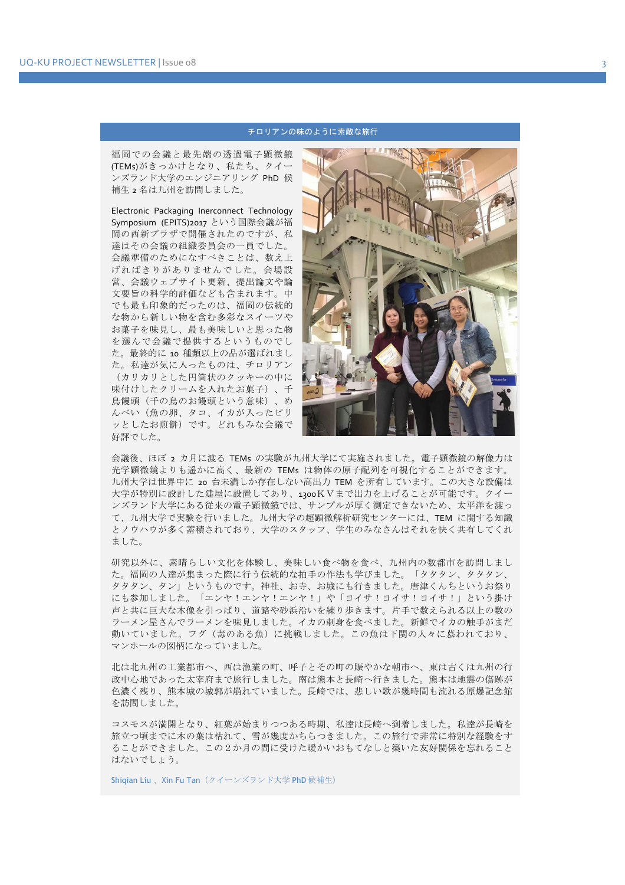## チロリアンの味のように素敵な旅行

福岡での会議と最先端の透過電子顕微鏡(TEMs)がきっかけとなり、私たち、クイーンズランド大学のエンジニアリング PhD 候補生 2 名は九州を訪問しました。

Electronic Packaging Inerconnect Technology Symposium (EPITS)2017 という国際会議が福岡の西新プラザで開催されたのですが、私達はその会議の組織委員会の一員でした。会議準備のためになすべきことは、数え上げればきりがありませんでした。会場設営、会議ウェブサイト更新、提出論文や論文要旨の科学的評価なども含まれます。中でも最も印象的だったのは、福岡の伝統的な物から新しい物を含む多彩なスイーツやお菓子を味見し、最も美味しいと思った物を選んで会議で提供するというものでした。最終的に 10 種類以上の品が選ばれました。私達が気に入ったものは、チロリアン（カリカリとした円筒状のクッキーの中に味付けしたクリームを入れたお菓子）、千鳥饅頭（千の鳥のお饅頭という意味）、めんべい（魚の卵、タコ、イカが入ったピリッとしたお煎餅）です。どれもみな会議で好評でした。

会議後、ほぼ 2 カ月に渡る TEMs の実験が九州大学にて実施されました。電子顕微鏡の解像力は光学顕微鏡よりも遥かに高く、最新の TEMs は物体の原子配列を可視化することができます。九州大学は世界中に 20 台未満しか存在しない高出力 TEM を所有しています。この大きな設備は大学が特別に設計した建屋に設置してあり、1300ＫＶまで出力を上げることが可能です。クイーンズランド大学にある従来の電子顕微鏡では、サンプルが厚く測定できないため、太平洋を渡って、九州大学で実験を行いました。九州大学の超顕微解析研究センターには、TEM に関する知識とノウハウが多く蓄積されており、大学のスタッフ、学生のみなさんはそれを快く共有してくれました。

研究以外に、素晴らしい文化を体験し、美味しい食べ物を食べ、九州内の数都市を訪問しました。福岡の人達が集まった際に行う伝統的な拍手の作法も学びました。「タタタン、タタタン、タタタン、タン」というものです。神社、お寺、お城にも行きました。唐津くんちというお祭りにも参加しました。「エンヤ！エンヤ！エンヤ！」や「ヨイサ！ヨイサ！ヨイサ！」という掛け声と共に巨大な木像を引っぱり、道路や砂浜沿いを練り歩きます。片手で数えられる以上の数のラーメン屋さんでラーメンを味見しました。イカの刺身を食べました。新鮮でイカの触手がまだ動いていました。フグ（毒のある魚）に挑戦しました。この魚は下関の人々に慕われており、マンホールの図柄になっていました。

北は北九州の工業都市へ、西は漁業の町、呼子とその町の賑やかな朝市へ、東は古くは九州の行政中心地であった太宰府まで旅行しました。南は熊本と長崎へ行きました。熊本は地震の傷跡が色濃く残り、熊本城の城郭が崩れていました。長崎では、悲しい歌が幾時間も流れる原爆記念館を訪問しました。

コスモスが満開となり、紅葉が始まりつつある時期、私達は長崎へ到着しました。私達が長崎を旅立つ頃までに木の葉は枯れて、雪が幾度かちらつきました。この旅行で非常に特別な経験をすることができました。この２か月の間に受けた暖かいおもてなしと築いた友好関係を忘れることはないでしょう。

Shiqian Liu 、Xin Fu Tan（クイーンズランド大学 PhD 候補生）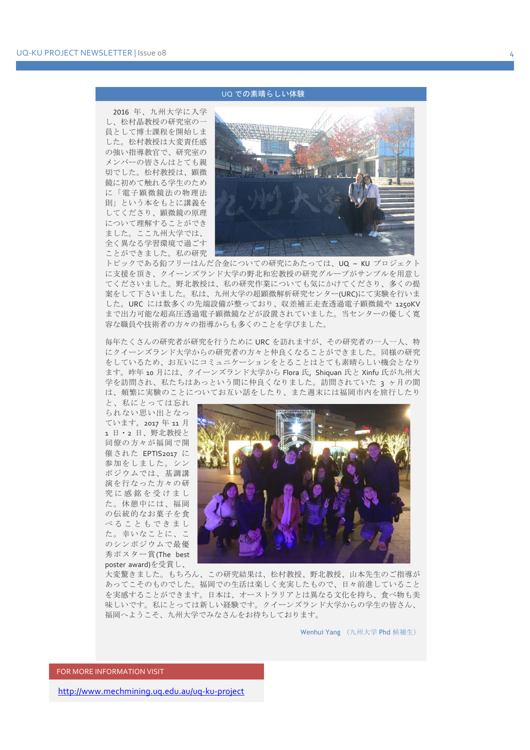## UQ での素晴らしい体験

2016 年、九州大学に入学し、松村晶教授の研究室の一員として博士課程を開始しました。松村教授は大変責任感の強い指導教官で、研究室のメンバーの皆さんはとても親切でした。松村教授は、顕微鏡に初めて触れる学生のために「電子顕微鏡法の物理法則」という本をもとに講義をしてくださり、顕微鏡の原理について理解することができました。ここ九州大学では、全く異なる学習環境で過ごすことができました。私の研究トピックである鉛フリーはんだ合金についての研究にあたっては、UQ – KU プロジェクトに支援を頂き、クイーンズランド大学の野北和宏教授の研究グループがサンプルを用意してくださいました。野北教授は、私の研究作業についても気にかけてくださり、多くの提案をして下さいました。私は、九州大学の超顕微鏡解析研究センター(URC)にて実験を行いました。URC には数多くの先端設備が整っており、収差補正走査透過電子顕微鏡や 1250KV まで出力可能な超高圧透過電子顕微鏡などが設置されていました。当センターの優しく寛容な職員や技術者の方々の指導からも多くのことを学びました。

毎年たくさんの研究者が研究を行うために URC を訪れますが、その研究者の一人一人、特にクイーンズランド大学からの研究者の方々と仲良くなることができました。同様の研究をしているため、お互いにコミュニケーションをとることはとても素晴らしい機会となります。昨年 10 月には、クイーンズランド大学から Flora 氏, Shiquan 氏と Xinfu 氏が九州大学を訪問され、私たちはあっという間に仲良くなりました。訪問されていた 3 ヶ月の間は、頻繁に実験のことについてお互い話をしたり、また週末には福岡市内を旅行したりと、私にとっては忘れられない思い出となっています。2017 年 11 月 1 日・2 日、野北教授と同僚の方々が福岡で開催された EPTIS2017 に参加をしました。シンポジウムでは、基調講演を行なった方々の研究に感銘を受けました。休憩中には、福岡の伝統的なお菓子を食べることもできました。幸いなことに、このシンポジウムで最優秀ポスター賞(The best poster award)を受賞し、大変驚きました。もちろん、この研究結果は、松村教授、野北教授、山本先生のご指導があってこそのものでした。福岡での生活は楽しく充実したもので、日々前進していることを実感することができます。日本は、オーストラリアとは異なる文化を持ち、食べ物も美味しいです。私にとっては新しい経験です。クイーンズランド大学からの学生の皆さん、福岡へようこそ、九州大学でみなさんをお待ちしております。

Wenhui Yang （九州大学 Phd 候補生）

FOR MORE INFORMATION VISIT

http://www.mechmining.uq.edu.au/uq-ku-project